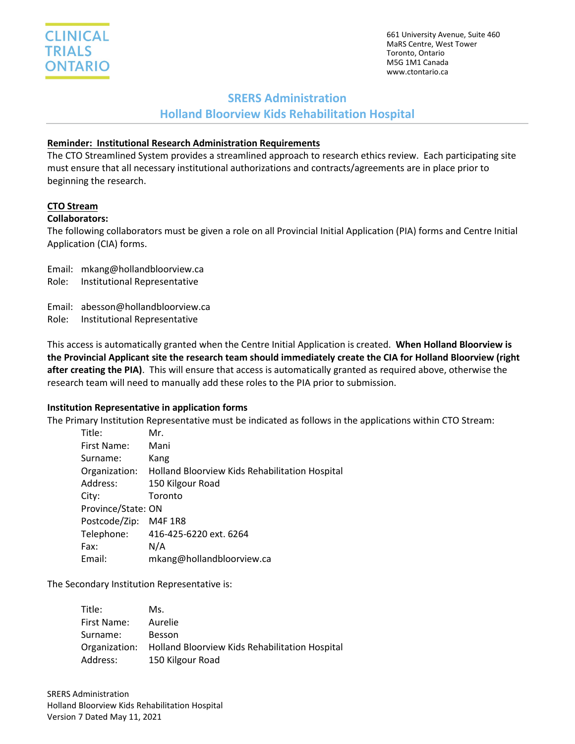CLINICAL TRIALS ONTARIO

661 University Avenue, Suite 460
MaRS Centre, West Tower
Toronto, Ontario
M5G 1M1 Canada
www.ctontario.ca

# SRERS Administration
# Holland Bloorview Kids Rehabilitation Hospital

**Reminder: Institutional Research Administration Requirements**

The CTO Streamlined System provides a streamlined approach to research ethics review. Each participating site must ensure that all necessary institutional authorizations and contracts/agreements are in place prior to beginning the research.

**CTO Stream**

**Collaborators:**

The following collaborators must be given a role on all Provincial Initial Application (PIA) forms and Centre Initial Application (CIA) forms.

Email: mkang@hollandbloorview.ca
Role: Institutional Representative

Email: abesson@hollandbloorview.ca
Role: Institutional Representative

This access is automatically granted when the Centre Initial Application is created. **When Holland Bloorview is the Provincial Applicant site the research team should immediately create the CIA for Holland Bloorview (right after creating the PIA)**. This will ensure that access is automatically granted as required above, otherwise the research team will need to manually add these roles to the PIA prior to submission.

**Institution Representative in application forms**

The Primary Institution Representative must be indicated as follows in the applications within CTO Stream:

Title: Mr.
First Name: Mani
Surname: Kang
Organization: Holland Bloorview Kids Rehabilitation Hospital
Address: 150 Kilgour Road
City: Toronto
Province/State: ON
Postcode/Zip: M4F 1R8
Telephone: 416-425-6220 ext. 6264
Fax: N/A
Email: mkang@hollandbloorview.ca

The Secondary Institution Representative is:

Title: Ms.
First Name: Aurelie
Surname: Besson
Organization: Holland Bloorview Kids Rehabilitation Hospital
Address: 150 Kilgour Road

SRERS Administration
Holland Bloorview Kids Rehabilitation Hospital
Version 7 Dated May 11, 2021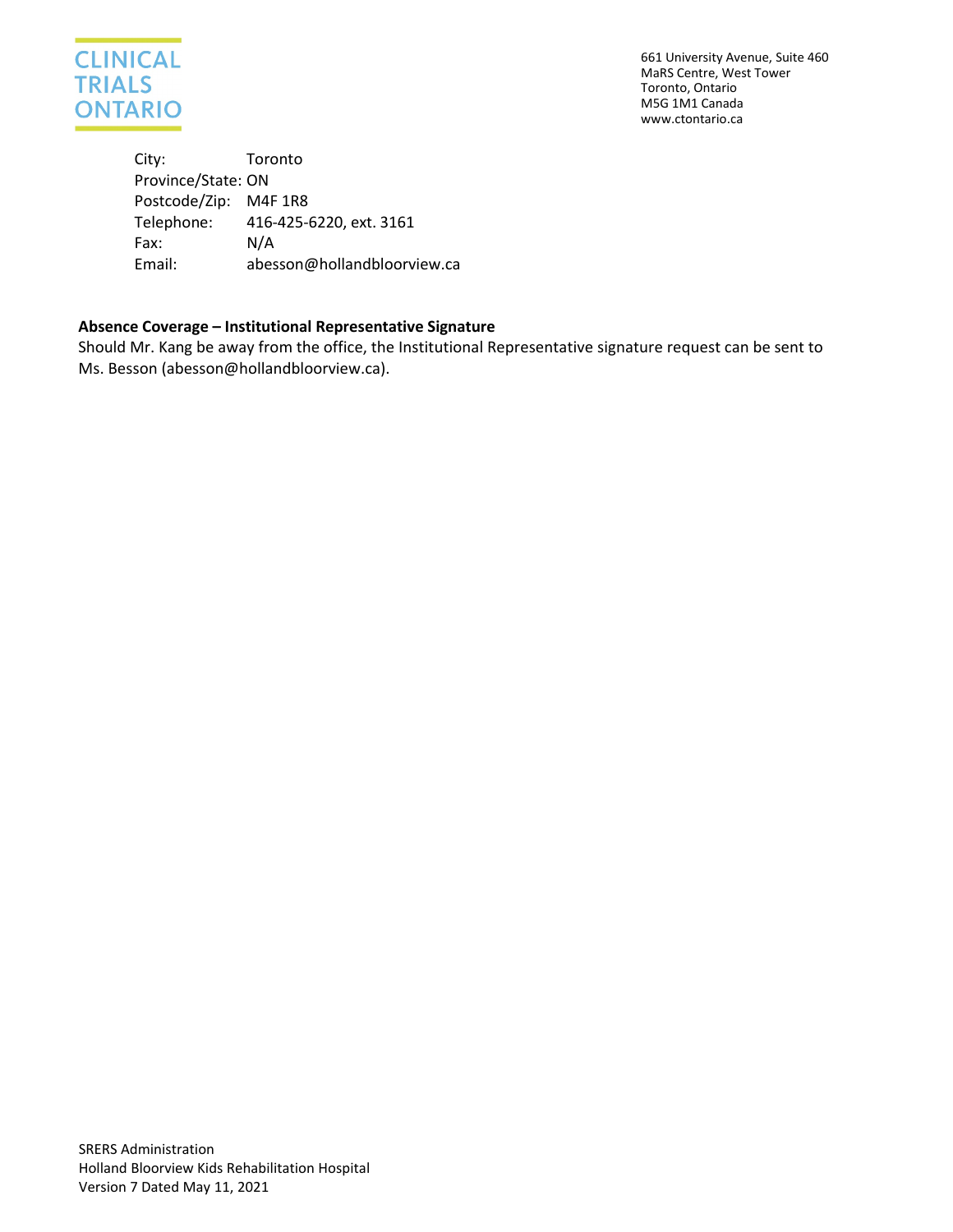City: Toronto
Province/State: ON
Postcode/Zip: M4F 1R8
Telephone: 416-425-6220, ext. 3161
Fax: N/A
Email: abesson@hollandbloorview.ca

**Absence Coverage – Institutional Representative Signature**

Should Mr. Kang be away from the office, the Institutional Representative signature request can be sent to Ms. Besson (abesson@hollandbloorview.ca).